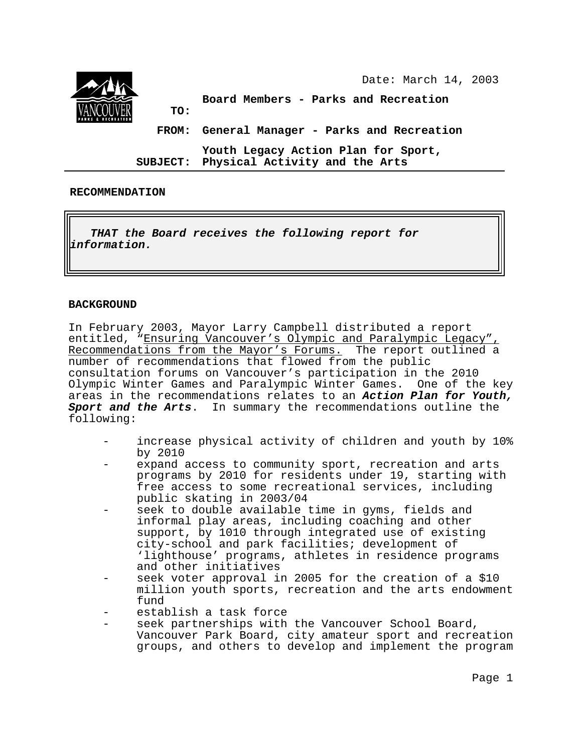Date: March 14, 2003

**TO:** Board Members - Parks and Recreation

**FROM:** General Manager - Parks and Recreation

**SUBJECT:** Youth Legacy Action Plan for Sport, Physical Activity and the Arts

---

**RECOMMENDATION**

> ***THAT the Board receives the following report for information.***

**BACKGROUND**

In February 2003, Mayor Larry Campbell distributed a report entitled, "Ensuring Vancouver's Olympic and Paralympic Legacy", Recommendations from the Mayor's Forums. The report outlined a number of recommendations that flowed from the public consultation forums on Vancouver's participation in the 2010 Olympic Winter Games and Paralympic Winter Games. One of the key areas in the recommendations relates to an ***Action Plan for Youth, Sport and the Arts***. In summary the recommendations outline the following:

- increase physical activity of children and youth by 10% by 2010
- expand access to community sport, recreation and arts programs by 2010 for residents under 19, starting with free access to some recreational services, including public skating in 2003/04
- seek to double available time in gyms, fields and informal play areas, including coaching and other support, by 1010 through integrated use of existing city-school and park facilities; development of 'lighthouse' programs, athletes in residence programs and other initiatives
- seek voter approval in 2005 for the creation of a $10 million youth sports, recreation and the arts endowment fund
- establish a task force
- seek partnerships with the Vancouver School Board, Vancouver Park Board, city amateur sport and recreation groups, and others to develop and implement the program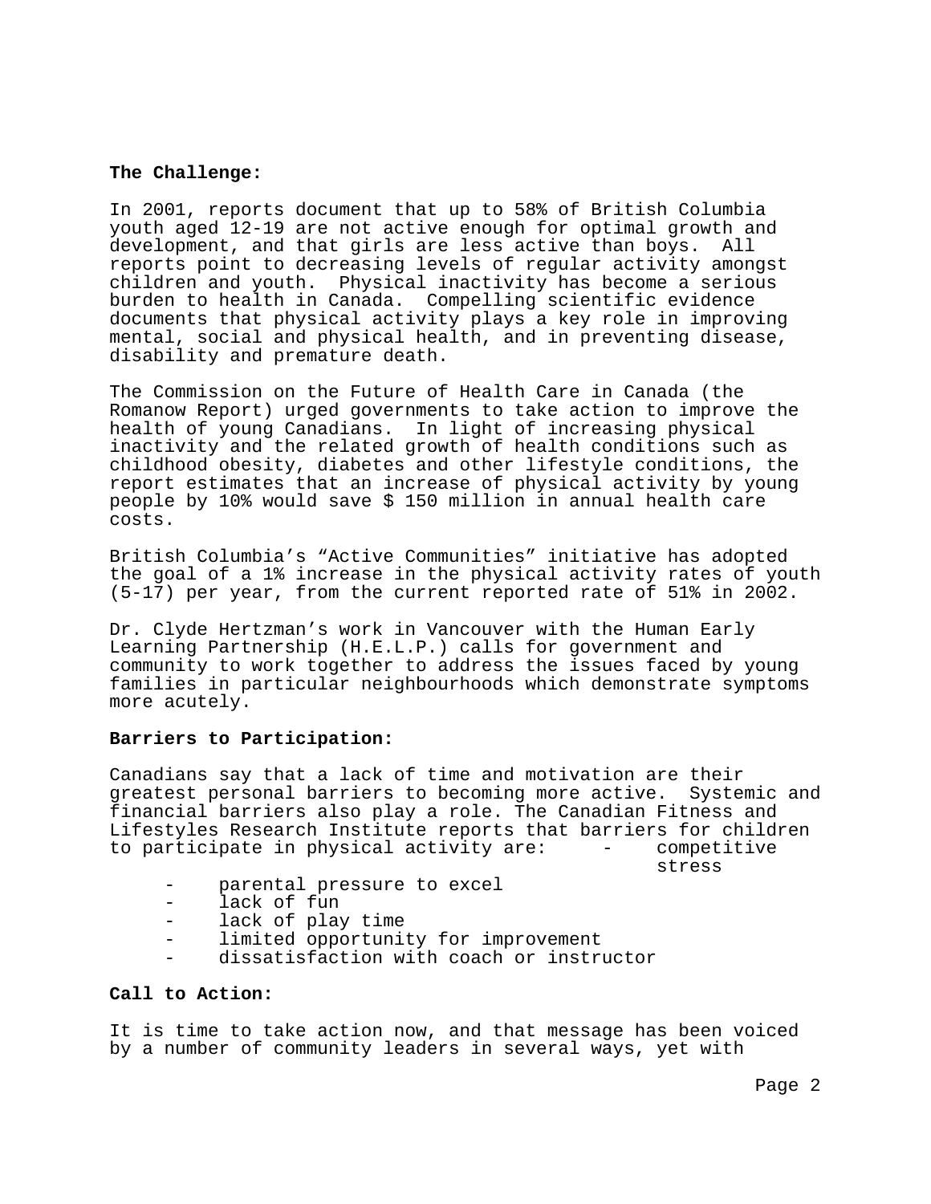**The Challenge:**

In 2001, reports document that up to 58% of British Columbia youth aged 12-19 are not active enough for optimal growth and development, and that girls are less active than boys. All reports point to decreasing levels of regular activity amongst children and youth. Physical inactivity has become a serious burden to health in Canada. Compelling scientific evidence documents that physical activity plays a key role in improving mental, social and physical health, and in preventing disease, disability and premature death.

The Commission on the Future of Health Care in Canada (the Romanow Report) urged governments to take action to improve the health of young Canadians. In light of increasing physical inactivity and the related growth of health conditions such as childhood obesity, diabetes and other lifestyle conditions, the report estimates that an increase of physical activity by young people by 10% would save $ 150 million in annual health care costs.

British Columbia's "Active Communities" initiative has adopted the goal of a 1% increase in the physical activity rates of youth (5-17) per year, from the current reported rate of 51% in 2002.

Dr. Clyde Hertzman's work in Vancouver with the Human Early Learning Partnership (H.E.L.P.) calls for government and community to work together to address the issues faced by young families in particular neighbourhoods which demonstrate symptoms more acutely.

**Barriers to Participation:**

Canadians say that a lack of time and motivation are their greatest personal barriers to becoming more active. Systemic and financial barriers also play a role. The Canadian Fitness and Lifestyles Research Institute reports that barriers for children to participate in physical activity are:

- competitive stress
- parental pressure to excel
- lack of fun
- lack of play time
- limited opportunity for improvement
- dissatisfaction with coach or instructor

**Call to Action:**

It is time to take action now, and that message has been voiced by a number of community leaders in several ways, yet with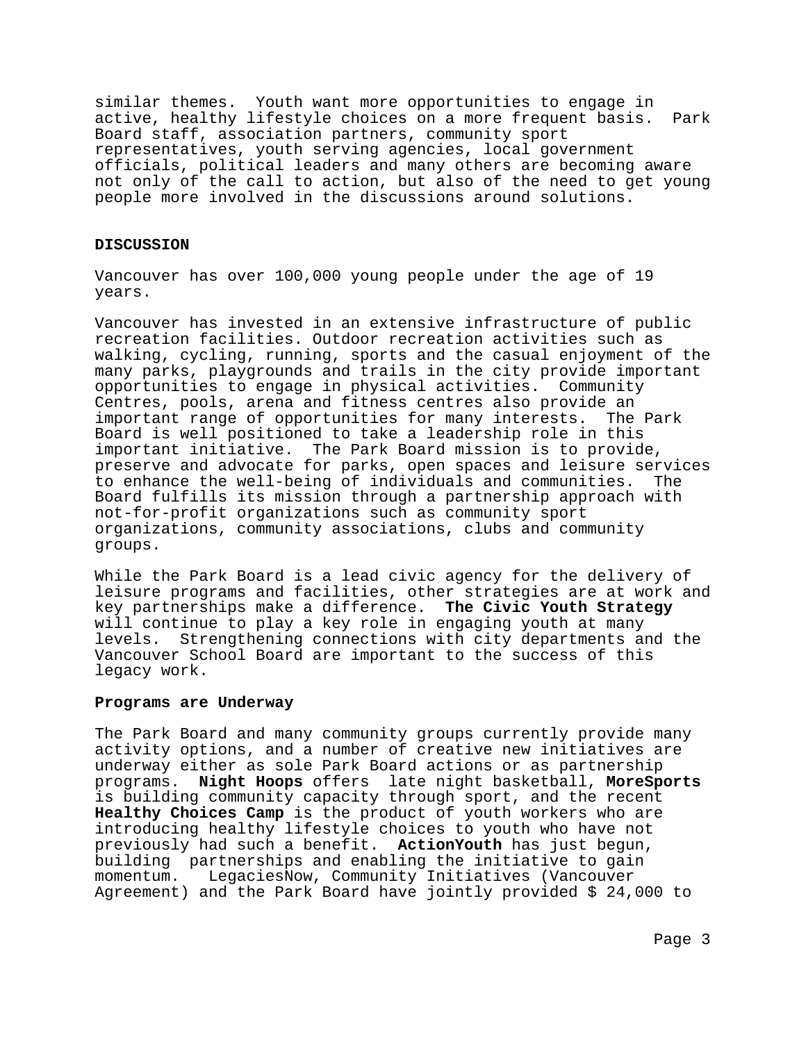similar themes. Youth want more opportunities to engage in active, healthy lifestyle choices on a more frequent basis. Park Board staff, association partners, community sport representatives, youth serving agencies, local government officials, political leaders and many others are becoming aware not only of the call to action, but also of the need to get young people more involved in the discussions around solutions.

## DISCUSSION

Vancouver has over 100,000 young people under the age of 19 years.

Vancouver has invested in an extensive infrastructure of public recreation facilities. Outdoor recreation activities such as walking, cycling, running, sports and the casual enjoyment of the many parks, playgrounds and trails in the city provide important opportunities to engage in physical activities. Community Centres, pools, arena and fitness centres also provide an important range of opportunities for many interests. The Park Board is well positioned to take a leadership role in this important initiative. The Park Board mission is to provide, preserve and advocate for parks, open spaces and leisure services to enhance the well-being of individuals and communities. The Board fulfills its mission through a partnership approach with not-for-profit organizations such as community sport organizations, community associations, clubs and community groups.

While the Park Board is a lead civic agency for the delivery of leisure programs and facilities, other strategies are at work and key partnerships make a difference. **The Civic Youth Strategy** will continue to play a key role in engaging youth at many levels. Strengthening connections with city departments and the Vancouver School Board are important to the success of this legacy work.

### Programs are Underway

The Park Board and many community groups currently provide many activity options, and a number of creative new initiatives are underway either as sole Park Board actions or as partnership programs. **Night Hoops** offers late night basketball, **MoreSports** is building community capacity through sport, and the recent **Healthy Choices Camp** is the product of youth workers who are introducing healthy lifestyle choices to youth who have not previously had such a benefit. **ActionYouth** has just begun, building partnerships and enabling the initiative to gain momentum. LegaciesNow, Community Initiatives (Vancouver Agreement) and the Park Board have jointly provided $ 24,000 to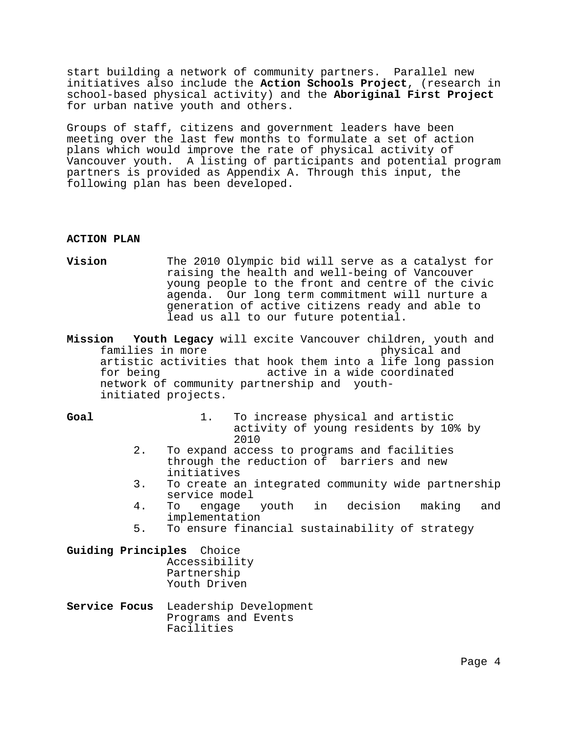start building a network of community partners. Parallel new initiatives also include the **Action Schools Project**, (research in school-based physical activity) and the **Aboriginal First Project** for urban native youth and others.

Groups of staff, citizens and government leaders have been meeting over the last few months to formulate a set of action plans which would improve the rate of physical activity of Vancouver youth. A listing of participants and potential program partners is provided as Appendix A. Through this input, the following plan has been developed.

**ACTION PLAN**

**Vision** The 2010 Olympic bid will serve as a catalyst for raising the health and well-being of Vancouver young people to the front and centre of the civic agenda. Our long term commitment will nurture a generation of active citizens ready and able to lead us all to our future potential.

**Mission** **Youth Legacy** will excite Vancouver children, youth and families in more physical and artistic activities that hook them into a life long passion for being active in a wide coordinated network of community partnership and youth-initiated projects.

**Goal**

1. To increase physical and artistic activity of young residents by 10% by 2010
2. To expand access to programs and facilities through the reduction of barriers and new initiatives
3. To create an integrated community wide partnership service model
4. To engage youth in decision making and implementation
5. To ensure financial sustainability of strategy

**Guiding Principles** Choice
Accessibility
Partnership
Youth Driven

**Service Focus** Leadership Development
Programs and Events
Facilities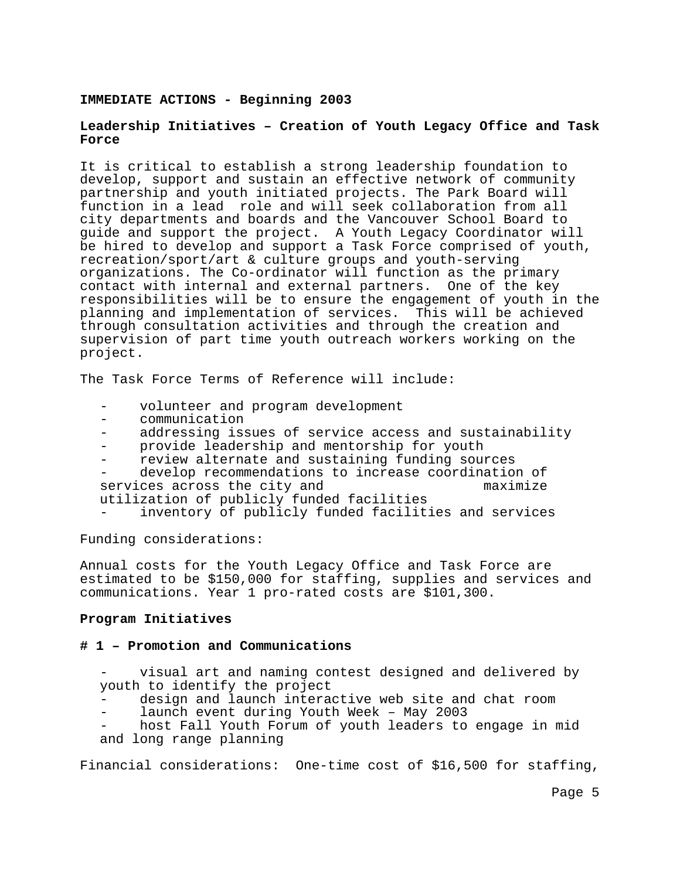**IMMEDIATE ACTIONS - Beginning 2003**

**Leadership Initiatives – Creation of Youth Legacy Office and Task Force**

It is critical to establish a strong leadership foundation to develop, support and sustain an effective network of community partnership and youth initiated projects. The Park Board will function in a lead role and will seek collaboration from all city departments and boards and the Vancouver School Board to guide and support the project. A Youth Legacy Coordinator will be hired to develop and support a Task Force comprised of youth, recreation/sport/art & culture groups and youth-serving organizations. The Co-ordinator will function as the primary contact with internal and external partners. One of the key responsibilities will be to ensure the engagement of youth in the planning and implementation of services. This will be achieved through consultation activities and through the creation and supervision of part time youth outreach workers working on the project.

The Task Force Terms of Reference will include:

- volunteer and program development
- communication
- addressing issues of service access and sustainability
- provide leadership and mentorship for youth
- review alternate and sustaining funding sources
- develop recommendations to increase coordination of services across the city and maximize utilization of publicly funded facilities
- inventory of publicly funded facilities and services

Funding considerations:

Annual costs for the Youth Legacy Office and Task Force are estimated to be $150,000 for staffing, supplies and services and communications. Year 1 pro-rated costs are $101,300.

**Program Initiatives**

**# 1 – Promotion and Communications**

- visual art and naming contest designed and delivered by youth to identify the project
- design and launch interactive web site and chat room
- launch event during Youth Week – May 2003
- host Fall Youth Forum of youth leaders to engage in mid and long range planning

Financial considerations: One-time cost of $16,500 for staffing,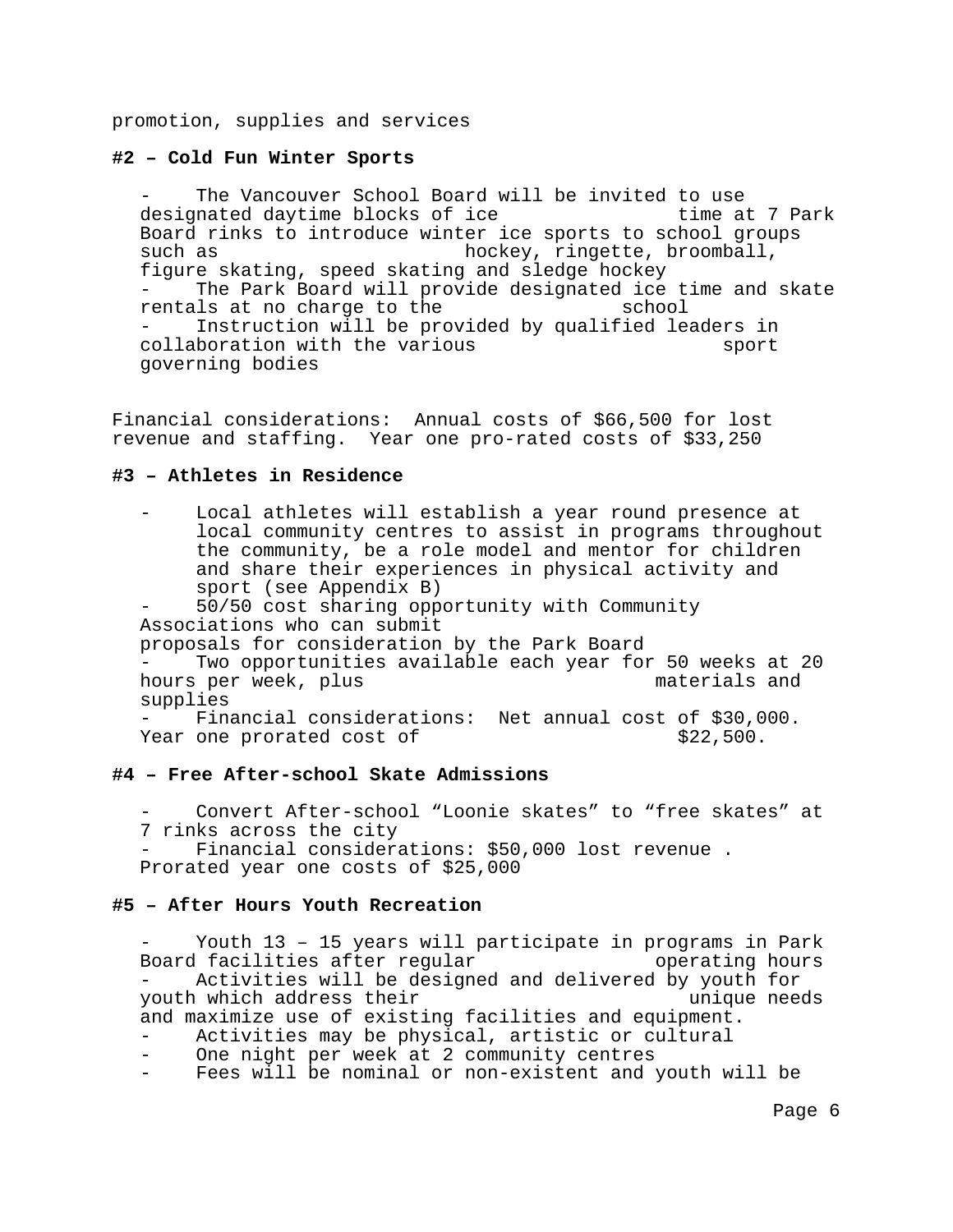promotion, supplies and services

**#2 – Cold Fun Winter Sports**

- The Vancouver School Board will be invited to use designated daytime blocks of ice time at 7 Park Board rinks to introduce winter ice sports to school groups such as hockey, ringette, broomball, figure skating, speed skating and sledge hockey
- The Park Board will provide designated ice time and skate rentals at no charge to the school
- Instruction will be provided by qualified leaders in collaboration with the various sport governing bodies

Financial considerations: Annual costs of $66,500 for lost revenue and staffing. Year one pro-rated costs of $33,250

**#3 – Athletes in Residence**

- Local athletes will establish a year round presence at local community centres to assist in programs throughout the community, be a role model and mentor for children and share their experiences in physical activity and sport (see Appendix B)
- 50/50 cost sharing opportunity with Community Associations who can submit proposals for consideration by the Park Board
- Two opportunities available each year for 50 weeks at 20 hours per week, plus materials and supplies
- Financial considerations: Net annual cost of $30,000. Year one prorated cost of $22,500.

**#4 – Free After-school Skate Admissions**

- Convert After-school “Loonie skates” to “free skates” at 7 rinks across the city
- Financial considerations: $50,000 lost revenue . Prorated year one costs of $25,000

**#5 – After Hours Youth Recreation**

- Youth 13 – 15 years will participate in programs in Park Board facilities after regular operating hours
- Activities will be designed and delivered by youth for youth which address their unique needs and maximize use of existing facilities and equipment.
- Activities may be physical, artistic or cultural
- One night per week at 2 community centres
- Fees will be nominal or non-existent and youth will be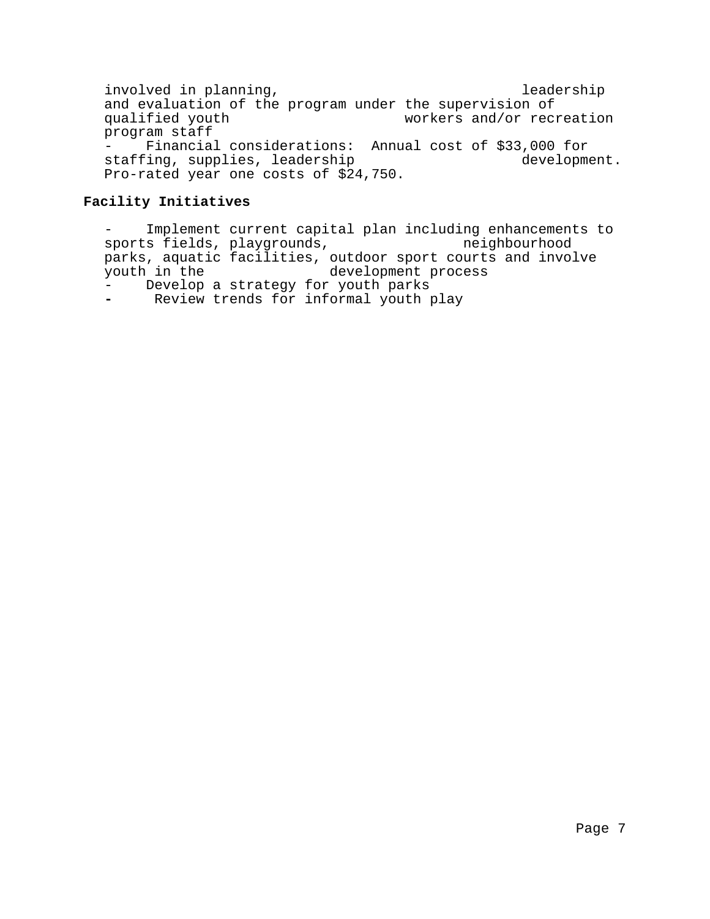involved in planning, leadership and evaluation of the program under the supervision of qualified youth workers and/or recreation program staff

- Financial considerations: Annual cost of $33,000 for staffing, supplies, leadership development. Pro-rated year one costs of $24,750.

**Facility Initiatives**

- Implement current capital plan including enhancements to sports fields, playgrounds, neighbourhood parks, aquatic facilities, outdoor sport courts and involve youth in the development process
- Develop a strategy for youth parks
- Review trends for informal youth play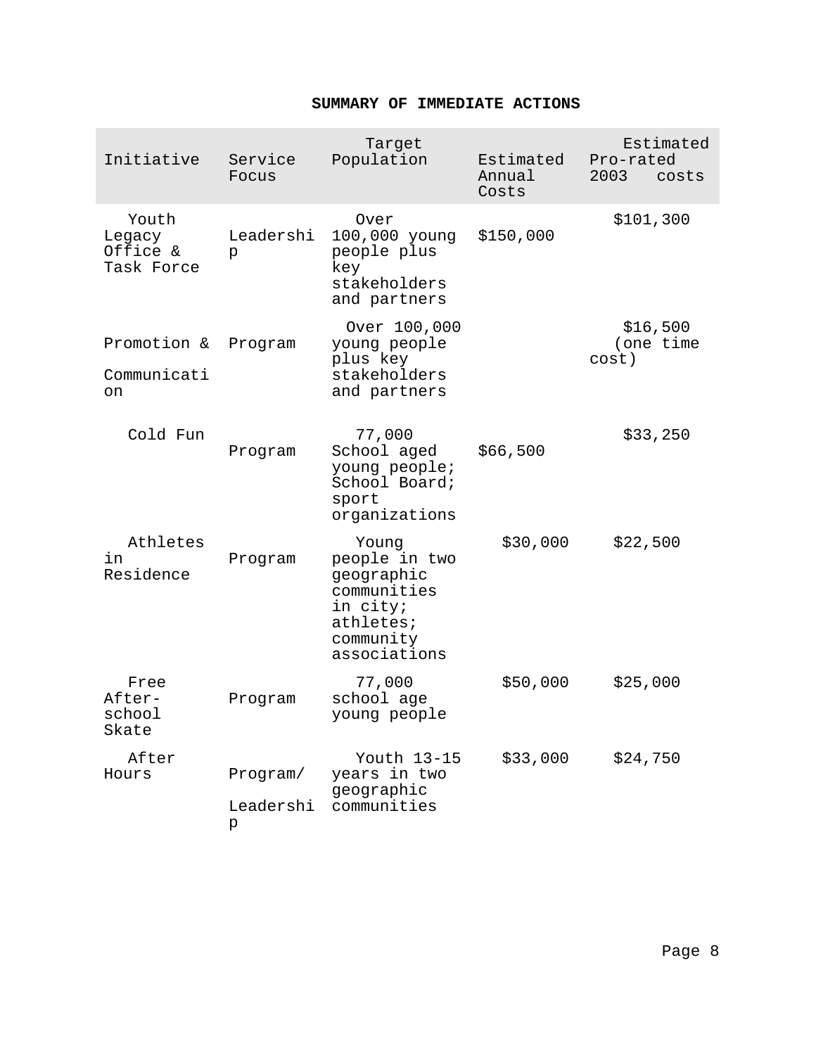## SUMMARY OF IMMEDIATE ACTIONS

| Initiative | Service Focus | Target Population | Estimated Annual Costs | Estimated Pro-rated 2003 costs |
|---|---|---|---|---|
| Youth Legacy Office & Task Force | Leadership | Over 100,000 young people plus key stakeholders and partners | $150,000 | $101,300 |
| Promotion & Communication | Program | Over 100,000 young people plus key stakeholders and partners | | $16,500 (one time cost) |
| Cold Fun | Program | 77,000 School aged young people; School Board; sport organizations | $66,500 | $33,250 |
| Athletes in Residence | Program | Young people in two geographic communities in city; athletes; community associations | $30,000 | $22,500 |
| Free After-school Skate | Program | 77,000 school age young people | $50,000 | $25,000 |
| After Hours | Program/ Leadership | Youth 13-15 years in two geographic communities | $33,000 | $24,750 |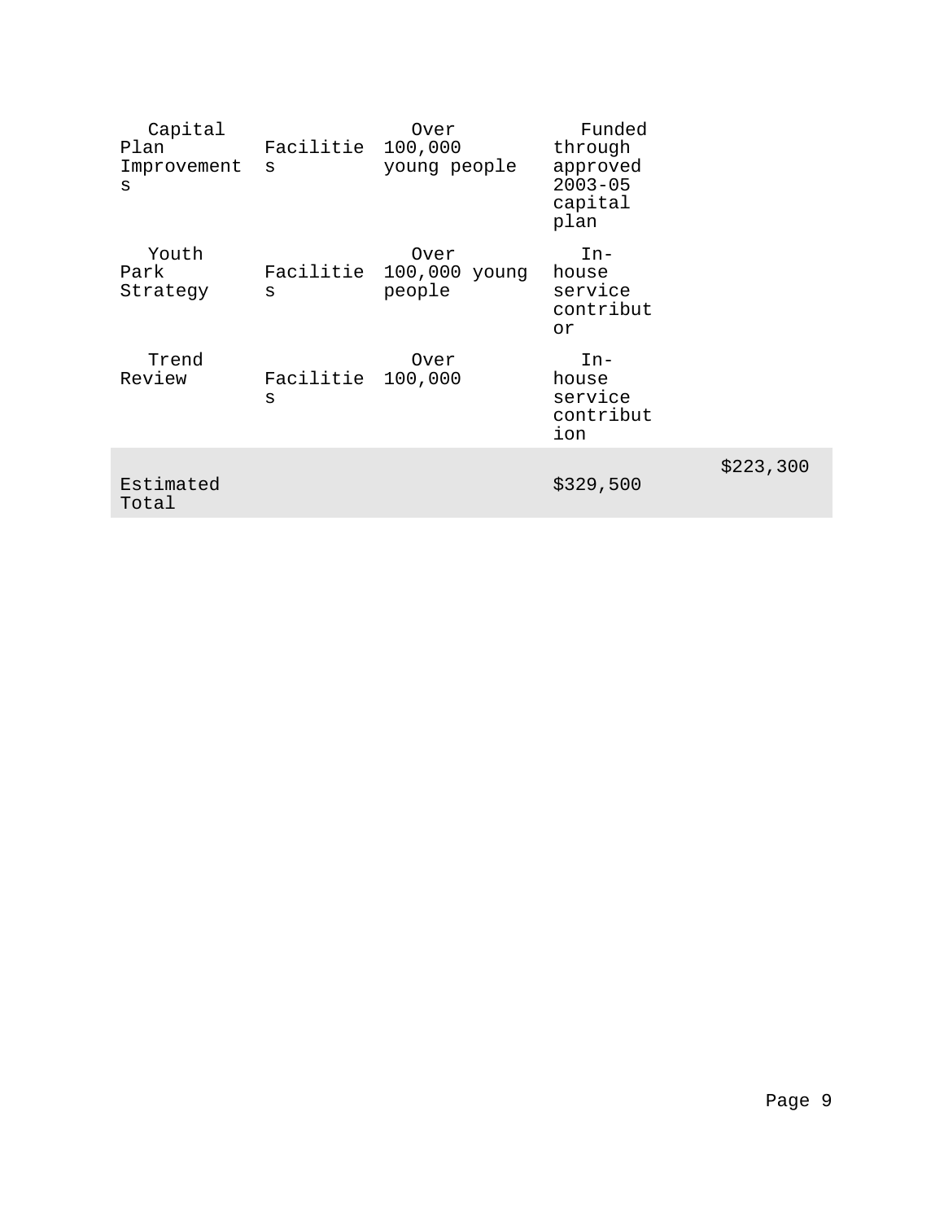| | | | | |
|---|---|---|---|---|
| Capital Plan Improvements | Facilities | Over 100,000 young people | Funded through approved 2003-05 capital plan | |
| Youth Park Strategy | Facilities | Over 100,000 young people | In-house service contributor | |
| Trend Review | Facilities | Over 100,000 | In-house service contribution | |
| Estimated Total | | | $329,500 | $223,300 |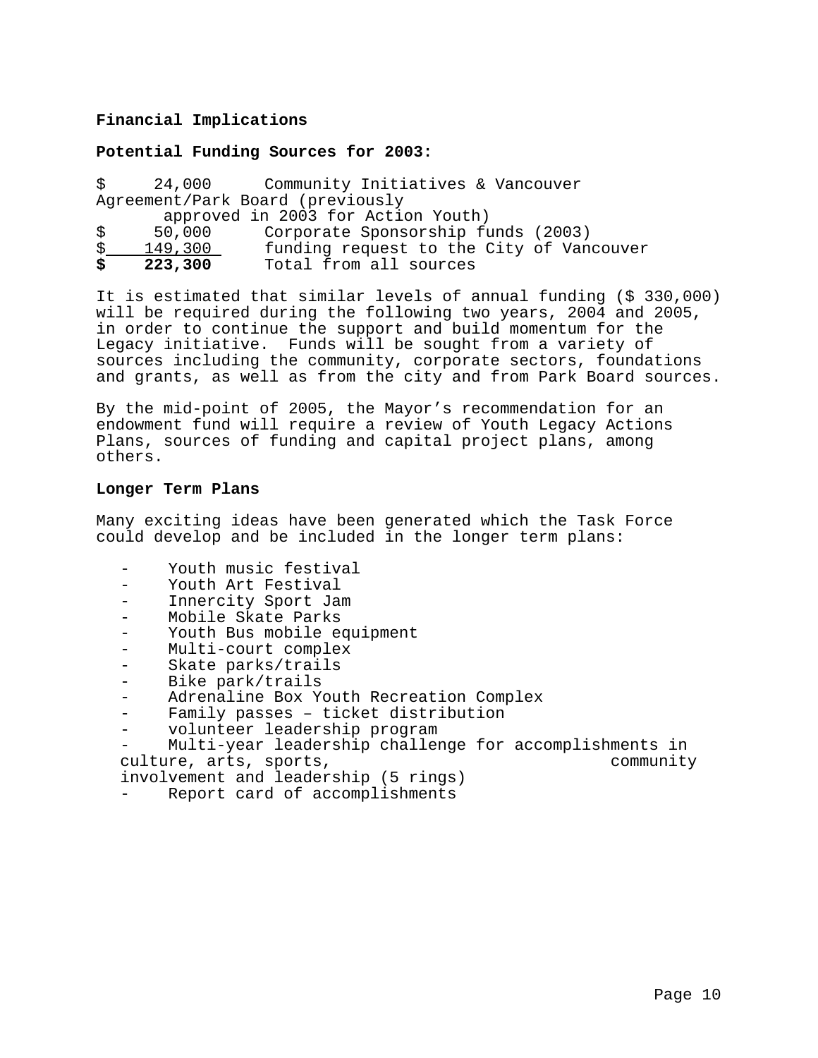**Financial Implications**

**Potential Funding Sources for 2003:**

| | |
|---|---|
| $ 24,000 | Community Initiatives & Vancouver Agreement/Park Board (previously approved in 2003 for Action Youth) |
| $ 50,000 | Corporate Sponsorship funds (2003) |
| $ 149,300 | funding request to the City of Vancouver |
| **$ 223,300** | Total from all sources |

It is estimated that similar levels of annual funding ($ 330,000) will be required during the following two years, 2004 and 2005, in order to continue the support and build momentum for the Legacy initiative. Funds will be sought from a variety of sources including the community, corporate sectors, foundations and grants, as well as from the city and from Park Board sources.

By the mid-point of 2005, the Mayor's recommendation for an endowment fund will require a review of Youth Legacy Actions Plans, sources of funding and capital project plans, among others.

**Longer Term Plans**

Many exciting ideas have been generated which the Task Force could develop and be included in the longer term plans:

- Youth music festival
- Youth Art Festival
- Innercity Sport Jam
- Mobile Skate Parks
- Youth Bus mobile equipment
- Multi-court complex
- Skate parks/trails
- Bike park/trails
- Adrenaline Box Youth Recreation Complex
- Family passes – ticket distribution
- volunteer leadership program
- Multi-year leadership challenge for accomplishments in culture, arts, sports, community involvement and leadership (5 rings)
- Report card of accomplishments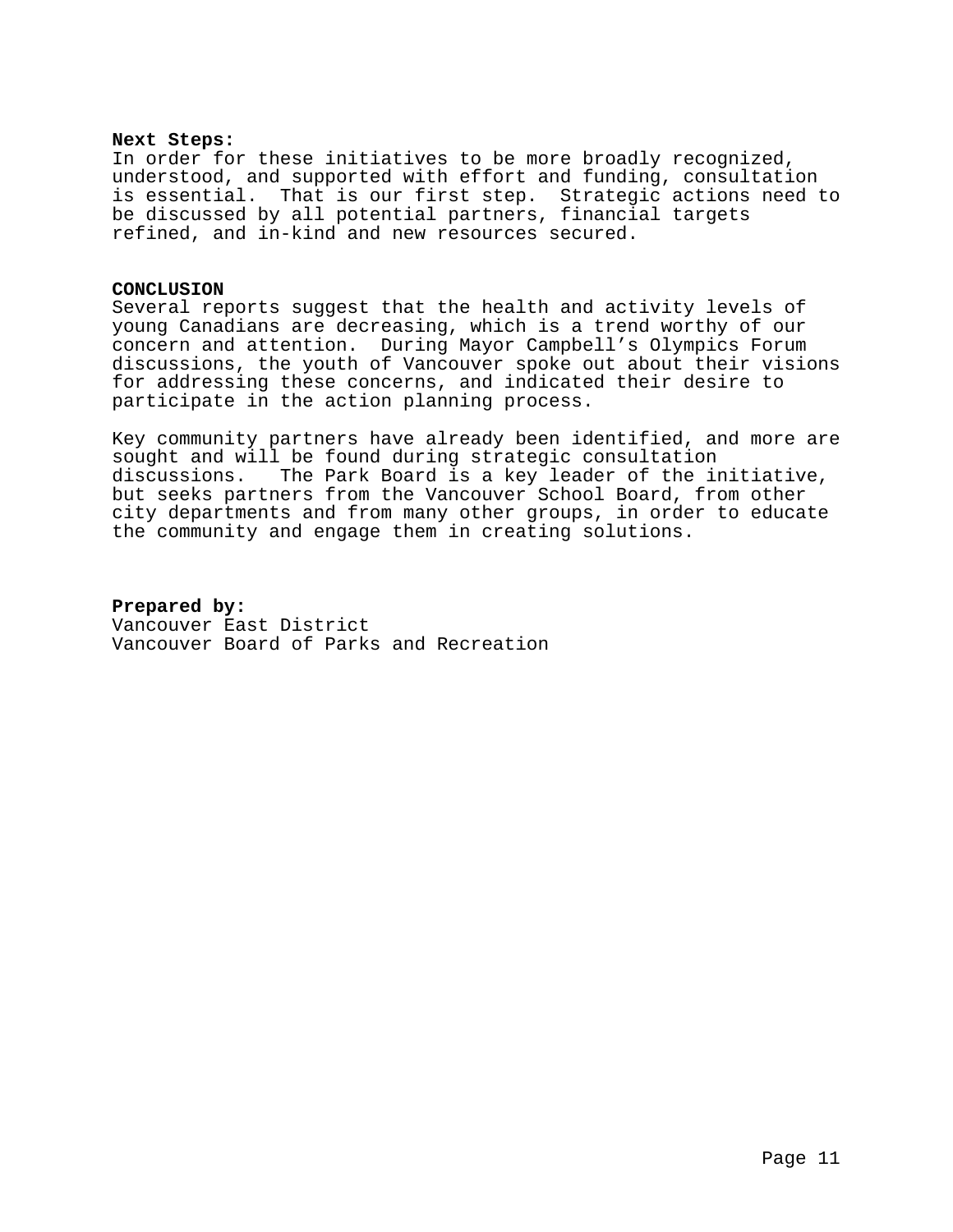**Next Steps:**
In order for these initiatives to be more broadly recognized, understood, and supported with effort and funding, consultation is essential. That is our first step. Strategic actions need to be discussed by all potential partners, financial targets refined, and in-kind and new resources secured.

## CONCLUSION

Several reports suggest that the health and activity levels of young Canadians are decreasing, which is a trend worthy of our concern and attention. During Mayor Campbell's Olympics Forum discussions, the youth of Vancouver spoke out about their visions for addressing these concerns, and indicated their desire to participate in the action planning process.

Key community partners have already been identified, and more are sought and will be found during strategic consultation discussions. The Park Board is a key leader of the initiative, but seeks partners from the Vancouver School Board, from other city departments and from many other groups, in order to educate the community and engage them in creating solutions.

**Prepared by:**
Vancouver East District
Vancouver Board of Parks and Recreation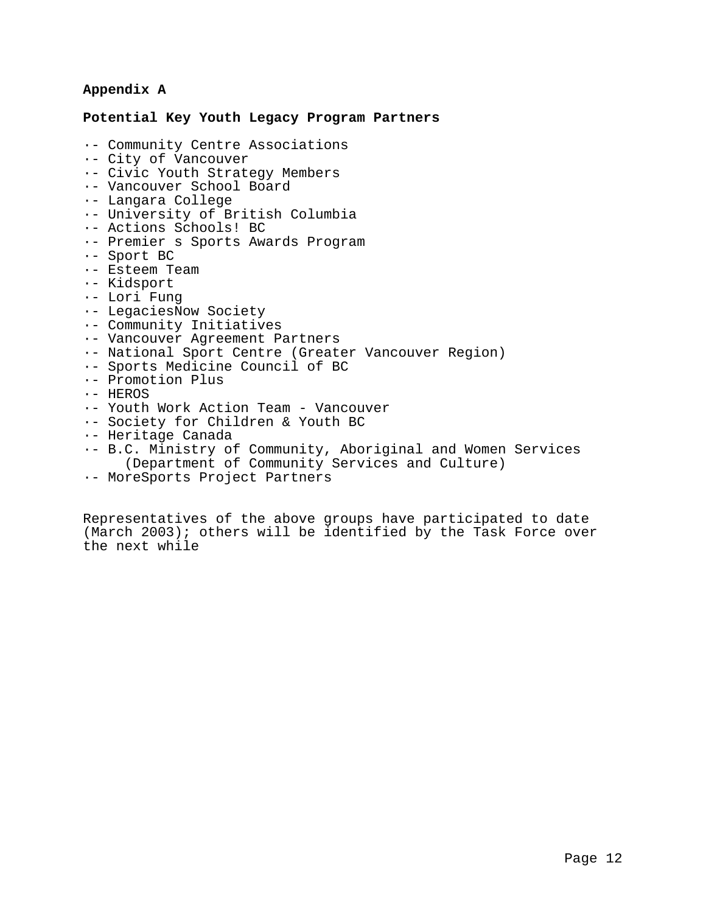**Appendix A**

**Potential Key Youth Legacy Program Partners**

- Community Centre Associations
- City of Vancouver
- Civic Youth Strategy Members
- Vancouver School Board
- Langara College
- University of British Columbia
- Actions Schools! BC
- Premier s Sports Awards Program
- Sport BC
- Esteem Team
- Kidsport
- Lori Fung
- LegaciesNow Society
- Community Initiatives
- Vancouver Agreement Partners
- National Sport Centre (Greater Vancouver Region)
- Sports Medicine Council of BC
- Promotion Plus
- HEROS
- Youth Work Action Team - Vancouver
- Society for Children & Youth BC
- Heritage Canada
- B.C. Ministry of Community, Aboriginal and Women Services (Department of Community Services and Culture)
- MoreSports Project Partners

Representatives of the above groups have participated to date (March 2003); others will be identified by the Task Force over the next while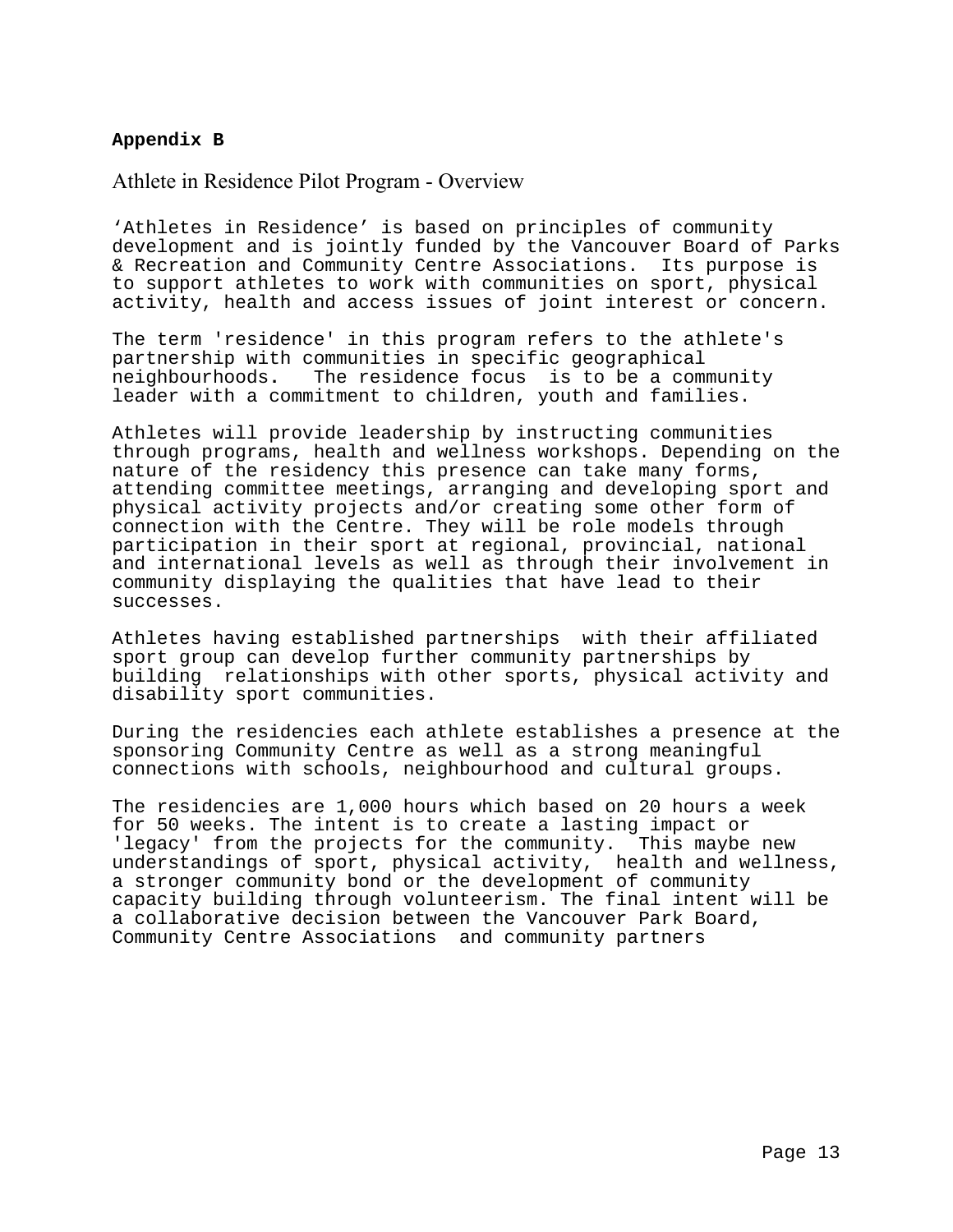**Appendix B**

## Athlete in Residence Pilot Program - Overview

'Athletes in Residence' is based on principles of community development and is jointly funded by the Vancouver Board of Parks & Recreation and Community Centre Associations. Its purpose is to support athletes to work with communities on sport, physical activity, health and access issues of joint interest or concern.

The term 'residence' in this program refers to the athlete's partnership with communities in specific geographical neighbourhoods. The residence focus is to be a community leader with a commitment to children, youth and families.

Athletes will provide leadership by instructing communities through programs, health and wellness workshops. Depending on the nature of the residency this presence can take many forms, attending committee meetings, arranging and developing sport and physical activity projects and/or creating some other form of connection with the Centre. They will be role models through participation in their sport at regional, provincial, national and international levels as well as through their involvement in community displaying the qualities that have lead to their successes.

Athletes having established partnerships with their affiliated sport group can develop further community partnerships by building relationships with other sports, physical activity and disability sport communities.

During the residencies each athlete establishes a presence at the sponsoring Community Centre as well as a strong meaningful connections with schools, neighbourhood and cultural groups.

The residencies are 1,000 hours which based on 20 hours a week for 50 weeks. The intent is to create a lasting impact or 'legacy' from the projects for the community. This maybe new understandings of sport, physical activity, health and wellness, a stronger community bond or the development of community capacity building through volunteerism. The final intent will be a collaborative decision between the Vancouver Park Board, Community Centre Associations and community partners